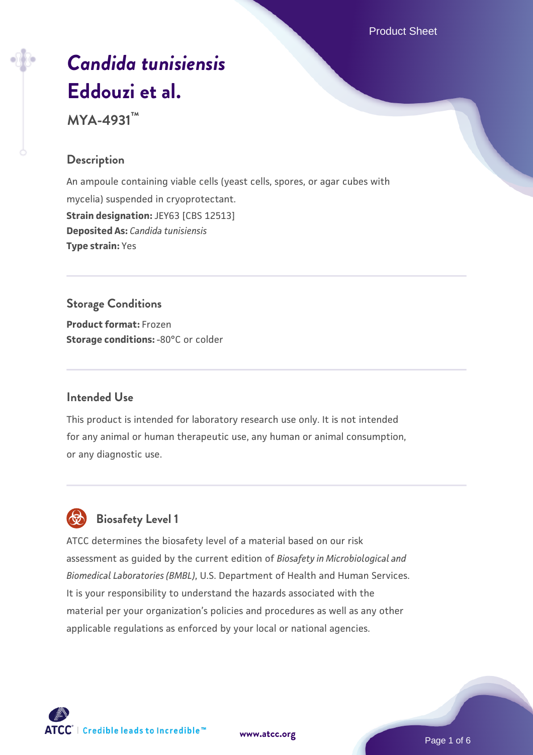# *Candida tunisiensis* Eddouzi et al.

**MYA-4931™**

## Description

An ampoule containing viable cells (yeast cells, spores, or agar cubes with mycelia) suspended in cryoprotectant.

**Strain designation:** JEY63 [CBS 12513]

**Deposited As:** *Candida tunisiensis*

**Type strain:** Yes

## Storage Conditions

**Product format:** Frozen

**Storage conditions:** -80°C or colder

## Intended Use

This product is intended for laboratory research use only. It is not intended for any animal or human therapeutic use, any human or animal consumption, or any diagnostic use.

## Biosafety Level 1

ATCC determines the biosafety level of a material based on our risk assessment as guided by the current edition of *Biosafety in Microbiological and Biomedical Laboratories (BMBL)*, U.S. Department of Health and Human Services. It is your responsibility to understand the hazards associated with the material per your organization's policies and procedures as well as any other applicable regulations as enforced by your local or national agencies.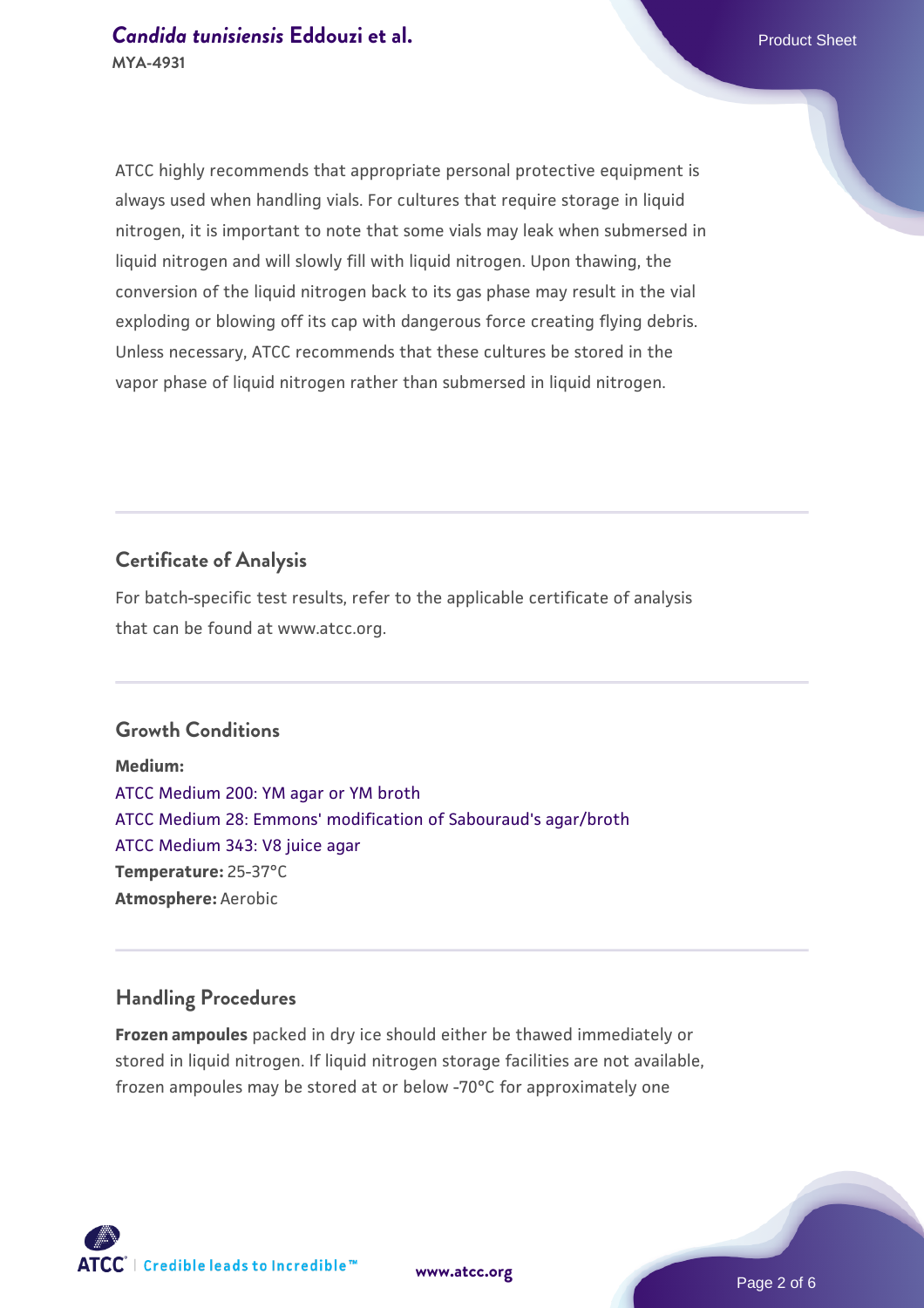ATCC highly recommends that appropriate personal protective equipment is always used when handling vials. For cultures that require storage in liquid nitrogen, it is important to note that some vials may leak when submersed in liquid nitrogen and will slowly fill with liquid nitrogen. Upon thawing, the conversion of the liquid nitrogen back to its gas phase may result in the vial exploding or blowing off its cap with dangerous force creating flying debris. Unless necessary, ATCC recommends that these cultures be stored in the vapor phase of liquid nitrogen rather than submersed in liquid nitrogen.

## Certificate of Analysis

For batch-specific test results, refer to the applicable certificate of analysis that can be found at www.atcc.org.

## Growth Conditions

**Medium:**
ATCC Medium 200: YM agar or YM broth
ATCC Medium 28: Emmons' modification of Sabouraud's agar/broth
ATCC Medium 343: V8 juice agar
**Temperature:** 25-37°C
**Atmosphere:** Aerobic

## Handling Procedures

**Frozen ampoules** packed in dry ice should either be thawed immediately or stored in liquid nitrogen. If liquid nitrogen storage facilities are not available, frozen ampoules may be stored at or below -70°C for approximately one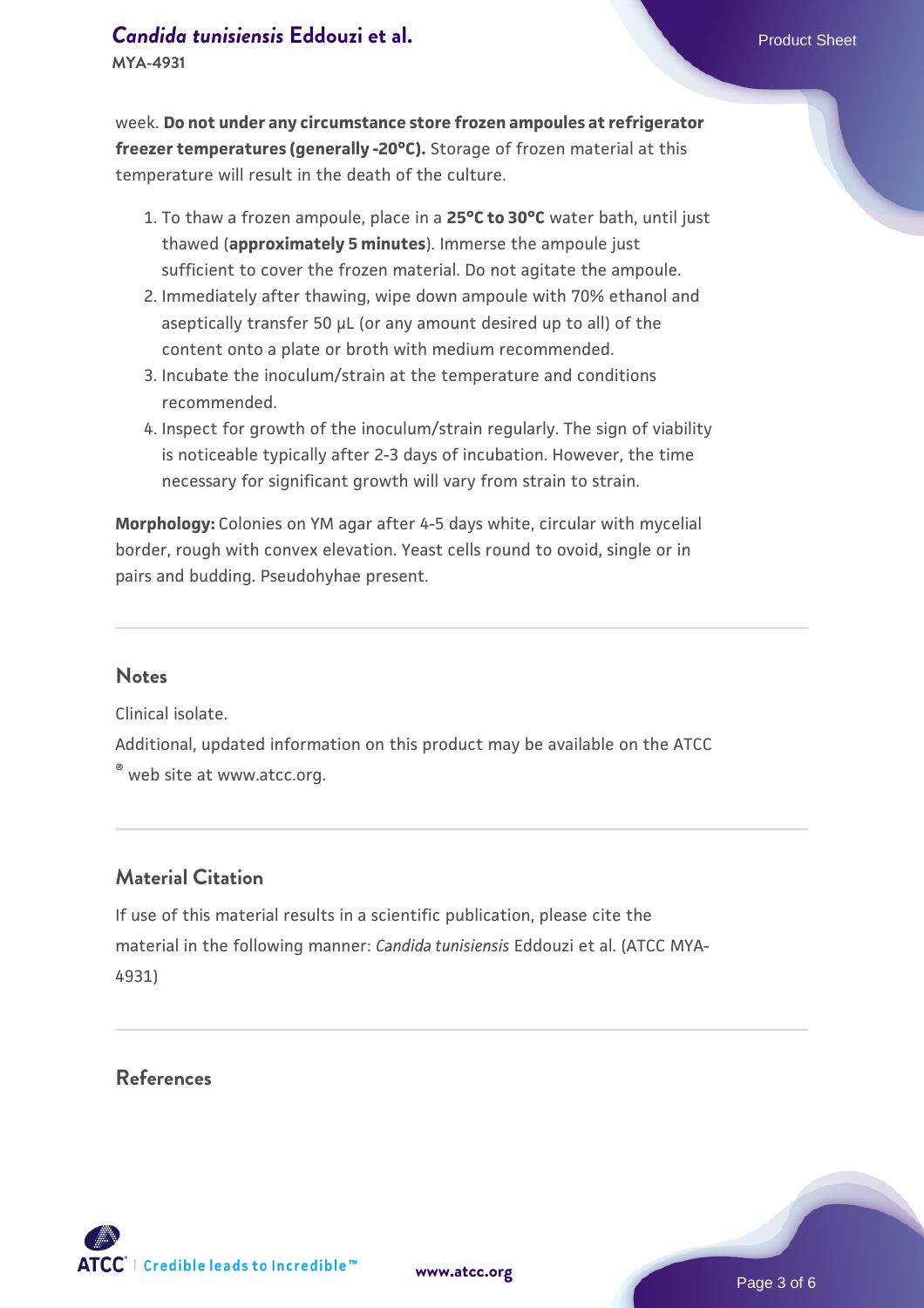week. **Do not under any circumstance store frozen ampoules at refrigerator freezer temperatures (generally -20°C).** Storage of frozen material at this temperature will result in the death of the culture.

1. To thaw a frozen ampoule, place in a **25°C to 30°C** water bath, until just thawed (**approximately 5 minutes**). Immerse the ampoule just sufficient to cover the frozen material. Do not agitate the ampoule.
2. Immediately after thawing, wipe down ampoule with 70% ethanol and aseptically transfer 50 µL (or any amount desired up to all) of the content onto a plate or broth with medium recommended.
3. Incubate the inoculum/strain at the temperature and conditions recommended.
4. Inspect for growth of the inoculum/strain regularly. The sign of viability is noticeable typically after 2-3 days of incubation. However, the time necessary for significant growth will vary from strain to strain.

**Morphology:** Colonies on YM agar after 4-5 days white, circular with mycelial border, rough with convex elevation. Yeast cells round to ovoid, single or in pairs and budding. Pseudohyhae present.

## Notes

Clinical isolate.

Additional, updated information on this product may be available on the ATCC® web site at www.atcc.org.

## Material Citation

If use of this material results in a scientific publication, please cite the material in the following manner: *Candida tunisiensis* Eddouzi et al. (ATCC MYA-4931)

## References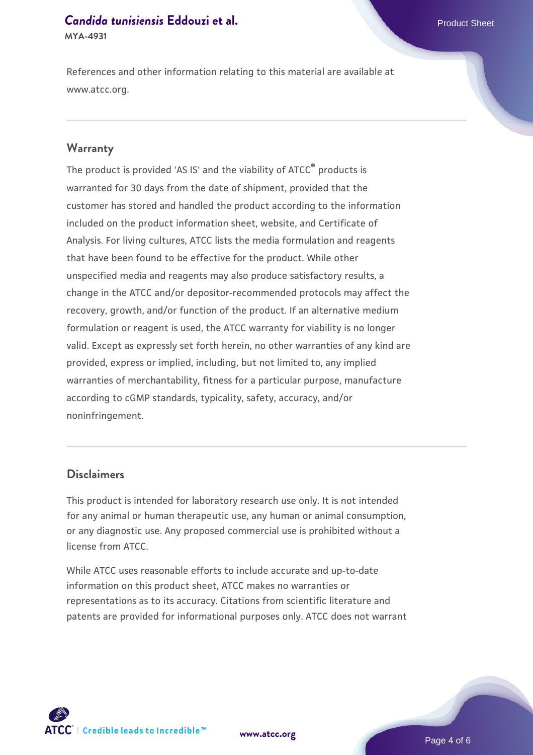References and other information relating to this material are available at www.atcc.org.

## Warranty

The product is provided 'AS IS' and the viability of ATCC® products is warranted for 30 days from the date of shipment, provided that the customer has stored and handled the product according to the information included on the product information sheet, website, and Certificate of Analysis. For living cultures, ATCC lists the media formulation and reagents that have been found to be effective for the product. While other unspecified media and reagents may also produce satisfactory results, a change in the ATCC and/or depositor-recommended protocols may affect the recovery, growth, and/or function of the product. If an alternative medium formulation or reagent is used, the ATCC warranty for viability is no longer valid. Except as expressly set forth herein, no other warranties of any kind are provided, express or implied, including, but not limited to, any implied warranties of merchantability, fitness for a particular purpose, manufacture according to cGMP standards, typicality, safety, accuracy, and/or noninfringement.

## Disclaimers

This product is intended for laboratory research use only. It is not intended for any animal or human therapeutic use, any human or animal consumption, or any diagnostic use. Any proposed commercial use is prohibited without a license from ATCC.

While ATCC uses reasonable efforts to include accurate and up-to-date information on this product sheet, ATCC makes no warranties or representations as to its accuracy. Citations from scientific literature and patents are provided for informational purposes only. ATCC does not warrant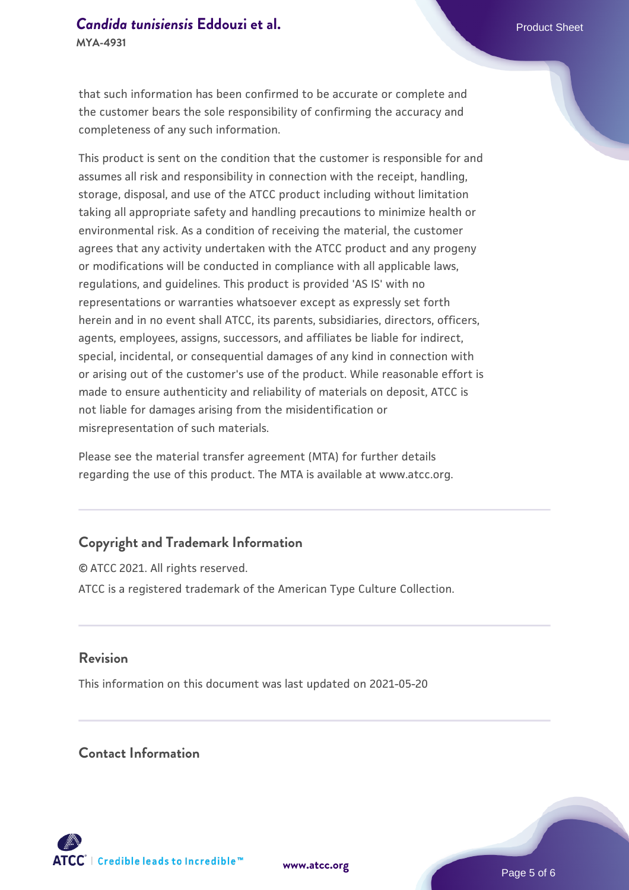that such information has been confirmed to be accurate or complete and the customer bears the sole responsibility of confirming the accuracy and completeness of any such information.

This product is sent on the condition that the customer is responsible for and assumes all risk and responsibility in connection with the receipt, handling, storage, disposal, and use of the ATCC product including without limitation taking all appropriate safety and handling precautions to minimize health or environmental risk. As a condition of receiving the material, the customer agrees that any activity undertaken with the ATCC product and any progeny or modifications will be conducted in compliance with all applicable laws, regulations, and guidelines. This product is provided 'AS IS' with no representations or warranties whatsoever except as expressly set forth herein and in no event shall ATCC, its parents, subsidiaries, directors, officers, agents, employees, assigns, successors, and affiliates be liable for indirect, special, incidental, or consequential damages of any kind in connection with or arising out of the customer's use of the product. While reasonable effort is made to ensure authenticity and reliability of materials on deposit, ATCC is not liable for damages arising from the misidentification or misrepresentation of such materials.

Please see the material transfer agreement (MTA) for further details regarding the use of this product. The MTA is available at www.atcc.org.

## Copyright and Trademark Information

© ATCC 2021. All rights reserved.

ATCC is a registered trademark of the American Type Culture Collection.

## Revision

This information on this document was last updated on 2021-05-20

## Contact Information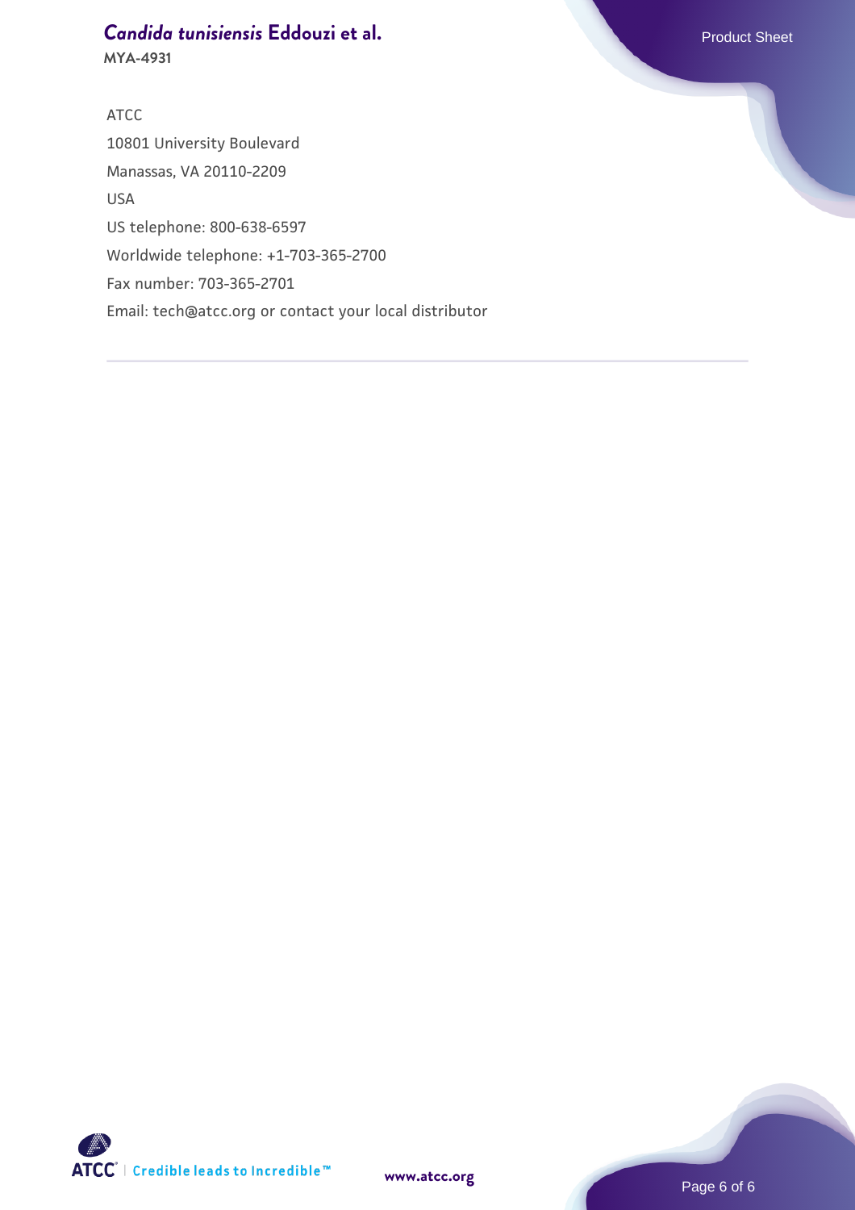ATCC

10801 University Boulevard

Manassas, VA 20110-2209

USA

US telephone: 800-638-6597

Worldwide telephone: +1-703-365-2700

Fax number: 703-365-2701

Email: tech@atcc.org or contact your local distributor